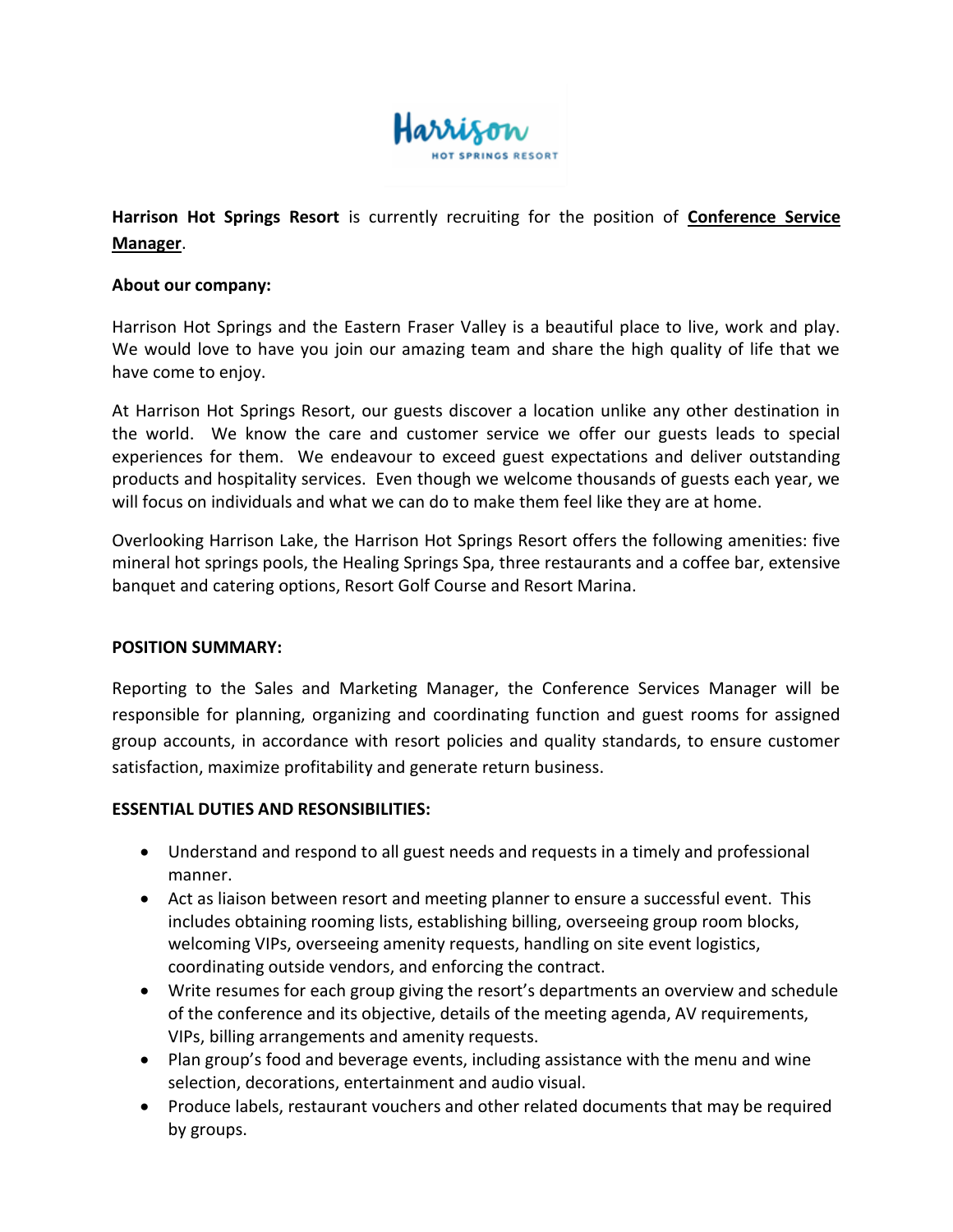**Harrison Hot Springs Resort** is currently recruiting for the position of **Conference Service Manager**.

**About our company:**

Harrison Hot Springs and the Eastern Fraser Valley is a beautiful place to live, work and play. We would love to have you join our amazing team and share the high quality of life that we have come to enjoy.

At Harrison Hot Springs Resort, our guests discover a location unlike any other destination in the world. We know the care and customer service we offer our guests leads to special experiences for them. We endeavour to exceed guest expectations and deliver outstanding products and hospitality services. Even though we welcome thousands of guests each year, we will focus on individuals and what we can do to make them feel like they are at home.

Overlooking Harrison Lake, the Harrison Hot Springs Resort offers the following amenities: five mineral hot springs pools, the Healing Springs Spa, three restaurants and a coffee bar, extensive banquet and catering options, Resort Golf Course and Resort Marina.

**POSITION SUMMARY:**

Reporting to the Sales and Marketing Manager, the Conference Services Manager will be responsible for planning, organizing and coordinating function and guest rooms for assigned group accounts, in accordance with resort policies and quality standards, to ensure customer satisfaction, maximize profitability and generate return business.

**ESSENTIAL DUTIES AND RESONSIBILITIES:**

- Understand and respond to all guest needs and requests in a timely and professional manner.
- Act as liaison between resort and meeting planner to ensure a successful event. This includes obtaining rooming lists, establishing billing, overseeing group room blocks, welcoming VIPs, overseeing amenity requests, handling on site event logistics, coordinating outside vendors, and enforcing the contract.
- Write resumes for each group giving the resort's departments an overview and schedule of the conference and its objective, details of the meeting agenda, AV requirements, VIPs, billing arrangements and amenity requests.
- Plan group's food and beverage events, including assistance with the menu and wine selection, decorations, entertainment and audio visual.
- Produce labels, restaurant vouchers and other related documents that may be required by groups.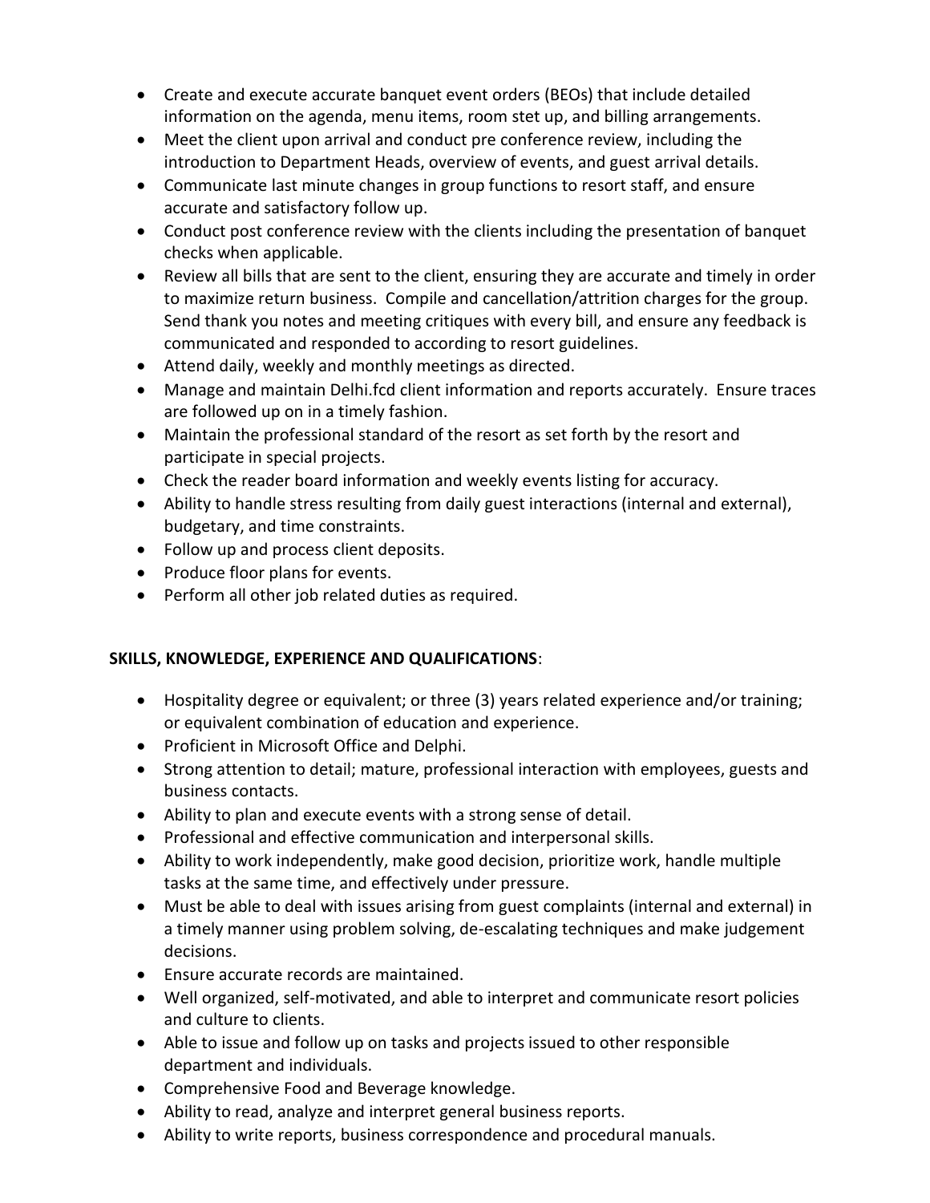- Create and execute accurate banquet event orders (BEOs) that include detailed information on the agenda, menu items, room stet up, and billing arrangements.
- Meet the client upon arrival and conduct pre conference review, including the introduction to Department Heads, overview of events, and guest arrival details.
- Communicate last minute changes in group functions to resort staff, and ensure accurate and satisfactory follow up.
- Conduct post conference review with the clients including the presentation of banquet checks when applicable.
- Review all bills that are sent to the client, ensuring they are accurate and timely in order to maximize return business. Compile and cancellation/attrition charges for the group. Send thank you notes and meeting critiques with every bill, and ensure any feedback is communicated and responded to according to resort guidelines.
- Attend daily, weekly and monthly meetings as directed.
- Manage and maintain Delhi.fcd client information and reports accurately. Ensure traces are followed up on in a timely fashion.
- Maintain the professional standard of the resort as set forth by the resort and participate in special projects.
- Check the reader board information and weekly events listing for accuracy.
- Ability to handle stress resulting from daily guest interactions (internal and external), budgetary, and time constraints.
- Follow up and process client deposits.
- Produce floor plans for events.
- Perform all other job related duties as required.

**SKILLS, KNOWLEDGE, EXPERIENCE AND QUALIFICATIONS**:

- Hospitality degree or equivalent; or three (3) years related experience and/or training; or equivalent combination of education and experience.
- Proficient in Microsoft Office and Delphi.
- Strong attention to detail; mature, professional interaction with employees, guests and business contacts.
- Ability to plan and execute events with a strong sense of detail.
- Professional and effective communication and interpersonal skills.
- Ability to work independently, make good decision, prioritize work, handle multiple tasks at the same time, and effectively under pressure.
- Must be able to deal with issues arising from guest complaints (internal and external) in a timely manner using problem solving, de-escalating techniques and make judgement decisions.
- Ensure accurate records are maintained.
- Well organized, self-motivated, and able to interpret and communicate resort policies and culture to clients.
- Able to issue and follow up on tasks and projects issued to other responsible department and individuals.
- Comprehensive Food and Beverage knowledge.
- Ability to read, analyze and interpret general business reports.
- Ability to write reports, business correspondence and procedural manuals.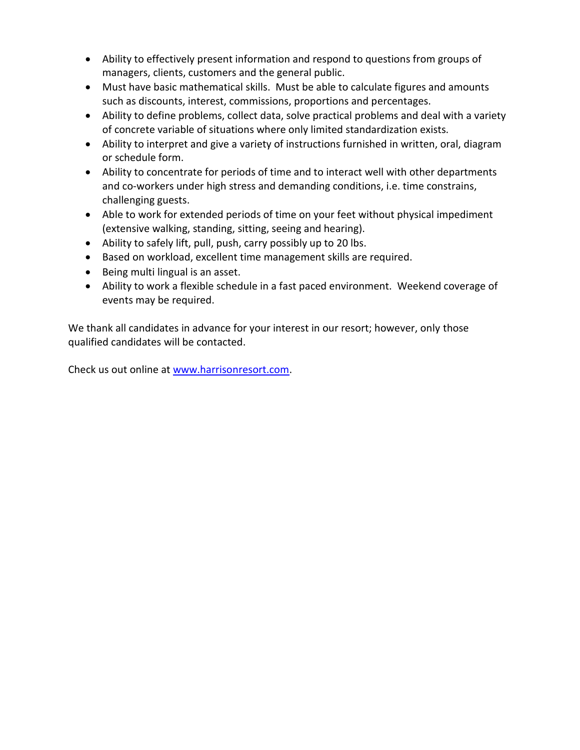- Ability to effectively present information and respond to questions from groups of managers, clients, customers and the general public.
- Must have basic mathematical skills. Must be able to calculate figures and amounts such as discounts, interest, commissions, proportions and percentages.
- Ability to define problems, collect data, solve practical problems and deal with a variety of concrete variable of situations where only limited standardization exists.
- Ability to interpret and give a variety of instructions furnished in written, oral, diagram or schedule form.
- Ability to concentrate for periods of time and to interact well with other departments and co-workers under high stress and demanding conditions, i.e. time constrains, challenging guests.
- Able to work for extended periods of time on your feet without physical impediment (extensive walking, standing, sitting, seeing and hearing).
- Ability to safely lift, pull, push, carry possibly up to 20 lbs.
- Based on workload, excellent time management skills are required.
- Being multi lingual is an asset.
- Ability to work a flexible schedule in a fast paced environment. Weekend coverage of events may be required.

We thank all candidates in advance for your interest in our resort; however, only those qualified candidates will be contacted.

Check us out online at [www.harrisonresort.com](http://www.harrisonresort.com).